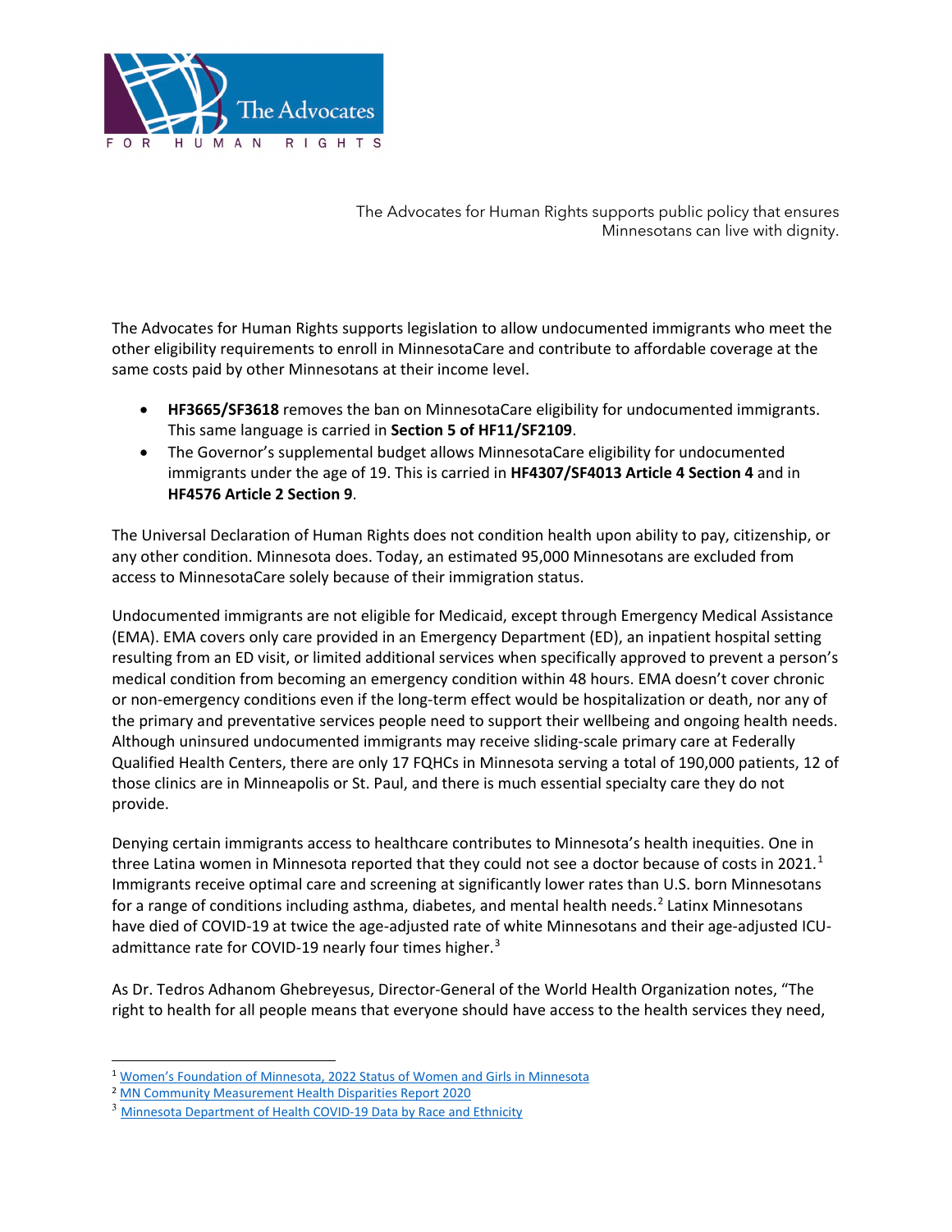The Advocates for Human Rights supports public policy that ensures Minnesotans can live with dignity.

The Advocates for Human Rights supports legislation to allow undocumented immigrants who meet the other eligibility requirements to enroll in MinnesotaCare and contribute to affordable coverage at the same costs paid by other Minnesotans at their income level.

- **HF3665/SF3618** removes the ban on MinnesotaCare eligibility for undocumented immigrants. This same language is carried in **Section 5 of HF11/SF2109**.
- The Governor's supplemental budget allows MinnesotaCare eligibility for undocumented immigrants under the age of 19. This is carried in **HF4307/SF4013 Article 4 Section 4** and in **HF4576 Article 2 Section 9**.

The Universal Declaration of Human Rights does not condition health upon ability to pay, citizenship, or any other condition. Minnesota does. Today, an estimated 95,000 Minnesotans are excluded from access to MinnesotaCare solely because of their immigration status.

Undocumented immigrants are not eligible for Medicaid, except through Emergency Medical Assistance (EMA). EMA covers only care provided in an Emergency Department (ED), an inpatient hospital setting resulting from an ED visit, or limited additional services when specifically approved to prevent a person's medical condition from becoming an emergency condition within 48 hours. EMA doesn't cover chronic or non-emergency conditions even if the long-term effect would be hospitalization or death, nor any of the primary and preventative services people need to support their wellbeing and ongoing health needs. Although uninsured undocumented immigrants may receive sliding-scale primary care at Federally Qualified Health Centers, there are only 17 FQHCs in Minnesota serving a total of 190,000 patients, 12 of those clinics are in Minneapolis or St. Paul, and there is much essential specialty care they do not provide.

Denying certain immigrants access to healthcare contributes to Minnesota's health inequities. One in three Latina women in Minnesota reported that they could not see a doctor because of costs in 2021.[1] Immigrants receive optimal care and screening at significantly lower rates than U.S. born Minnesotans for a range of conditions including asthma, diabetes, and mental health needs.[2] Latinx Minnesotans have died of COVID-19 at twice the age-adjusted rate of white Minnesotans and their age-adjusted ICU-admittance rate for COVID-19 nearly four times higher.[3]

As Dr. Tedros Adhanom Ghebreyesus, Director-General of the World Health Organization notes, "The right to health for all people means that everyone should have access to the health services they need,

---

[1] Women's Foundation of Minnesota, 2022 Status of Women and Girls in Minnesota

[2] MN Community Measurement Health Disparities Report 2020

[3] Minnesota Department of Health COVID-19 Data by Race and Ethnicity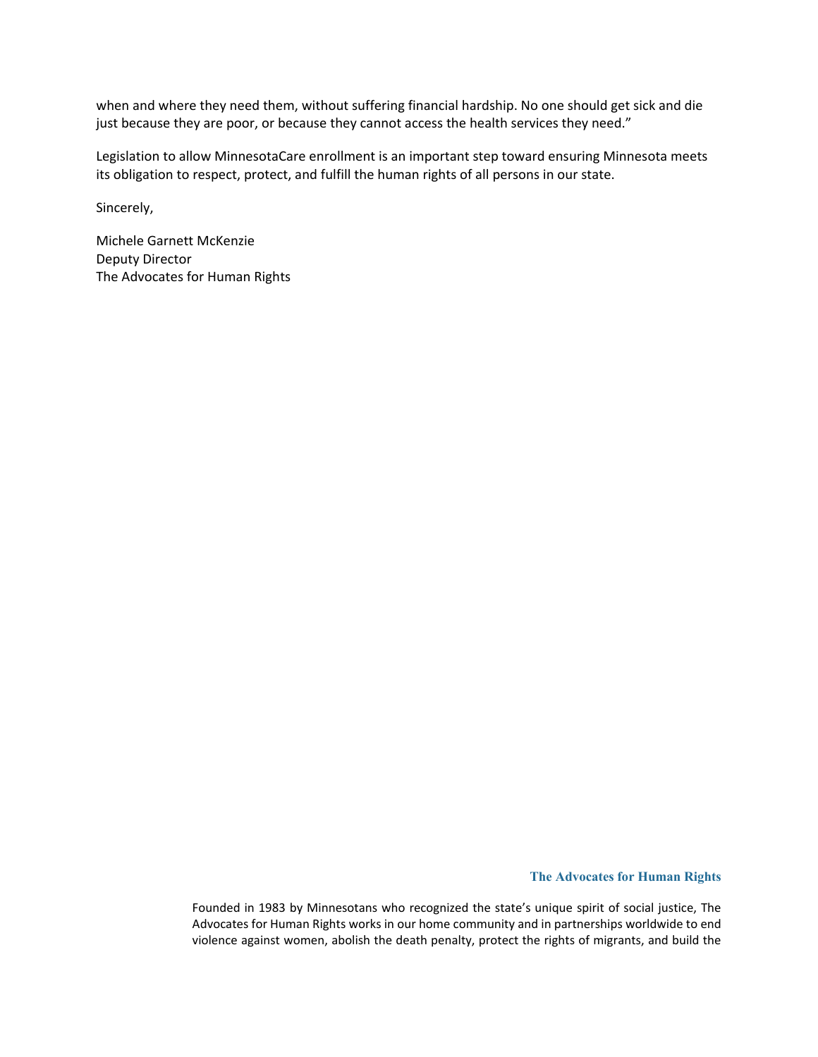when and where they need them, without suffering financial hardship. No one should get sick and die just because they are poor, or because they cannot access the health services they need."

Legislation to allow MinnesotaCare enrollment is an important step toward ensuring Minnesota meets its obligation to respect, protect, and fulfill the human rights of all persons in our state.

Sincerely,

Michele Garnett McKenzie
Deputy Director
The Advocates for Human Rights

**The Advocates for Human Rights**

Founded in 1983 by Minnesotans who recognized the state's unique spirit of social justice, The Advocates for Human Rights works in our home community and in partnerships worldwide to end violence against women, abolish the death penalty, protect the rights of migrants, and build the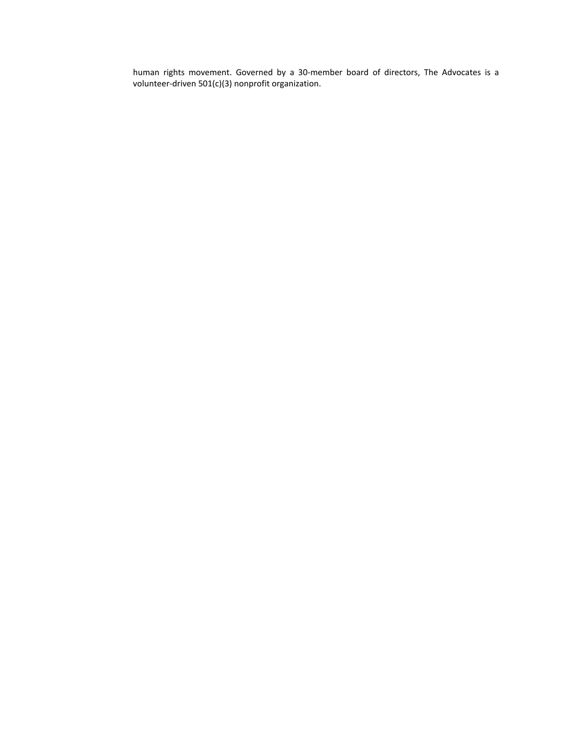human rights movement. Governed by a 30-member board of directors, The Advocates is a volunteer-driven 501(c)(3) nonprofit organization.